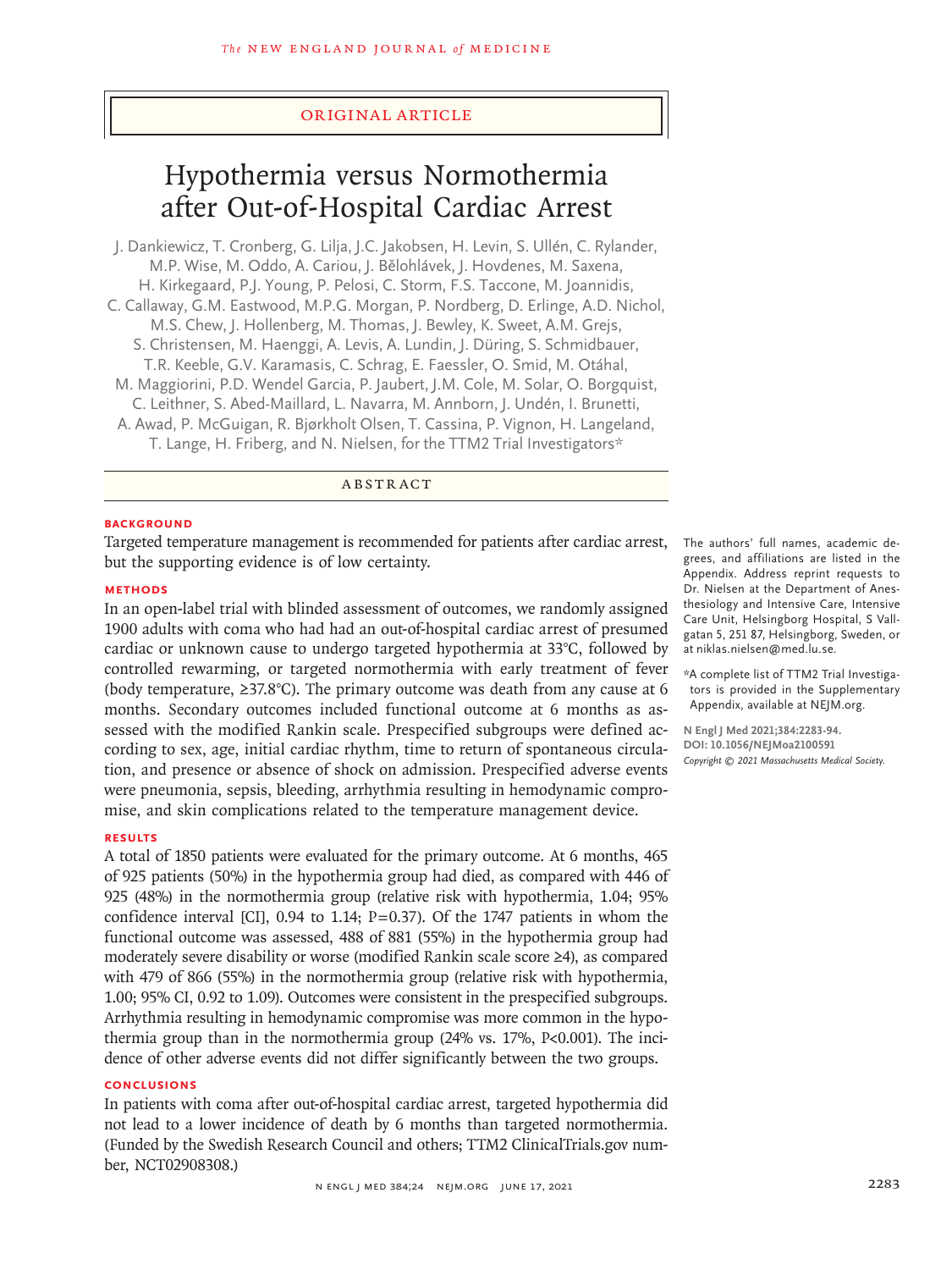ORIGINAL ARTICLE

# Hypothermia versus Normothermia after Out-of-Hospital Cardiac Arrest

J. Dankiewicz, T. Cronberg, G. Lilja, J.C. Jakobsen, H. Levin, S. Ullén, C. Rylander, M.P. Wise, M. Oddo, A. Cariou, J. Bělohlávek, J. Hovdenes, M. Saxena, H. Kirkegaard, P.J. Young, P. Pelosi, C. Storm, F.S. Taccone, M. Joannidis, C. Callaway, G.M. Eastwood, M.P.G. Morgan, P. Nordberg, D. Erlinge, A.D. Nichol, M.S. Chew, J. Hollenberg, M. Thomas, J. Bewley, K. Sweet, A.M. Grejs, S. Christensen, M. Haenggi, A. Levis, A. Lundin, J. Düring, S. Schmidbauer, T.R. Keeble, G.V. Karamasis, C. Schrag, E. Faessler, O. Smid, M. Otáhal, M. Maggiorini, P.D. Wendel Garcia, P. Jaubert, J.M. Cole, M. Solar, O. Borgquist, C. Leithner, S. Abed-Maillard, L. Navarra, M. Annborn, J. Undén, I. Brunetti, A. Awad, P. McGuigan, R. Bjørkholt Olsen, T. Cassina, P. Vignon, H. Langeland, T. Lange, H. Friberg, and N. Nielsen, for the TTM2 Trial Investigators*

## ABSTRACT

### BACKGROUND

Targeted temperature management is recommended for patients after cardiac arrest, but the supporting evidence is of low certainty.

### METHODS

In an open-label trial with blinded assessment of outcomes, we randomly assigned 1900 adults with coma who had had an out-of-hospital cardiac arrest of presumed cardiac or unknown cause to undergo targeted hypothermia at 33°C, followed by controlled rewarming, or targeted normothermia with early treatment of fever (body temperature, ≥37.8°C). The primary outcome was death from any cause at 6 months. Secondary outcomes included functional outcome at 6 months as assessed with the modified Rankin scale. Prespecified subgroups were defined according to sex, age, initial cardiac rhythm, time to return of spontaneous circulation, and presence or absence of shock on admission. Prespecified adverse events were pneumonia, sepsis, bleeding, arrhythmia resulting in hemodynamic compromise, and skin complications related to the temperature management device.

### RESULTS

A total of 1850 patients were evaluated for the primary outcome. At 6 months, 465 of 925 patients (50%) in the hypothermia group had died, as compared with 446 of 925 (48%) in the normothermia group (relative risk with hypothermia, 1.04; 95% confidence interval [CI], 0.94 to 1.14; P=0.37). Of the 1747 patients in whom the functional outcome was assessed, 488 of 881 (55%) in the hypothermia group had moderately severe disability or worse (modified Rankin scale score ≥4), as compared with 479 of 866 (55%) in the normothermia group (relative risk with hypothermia, 1.00; 95% CI, 0.92 to 1.09). Outcomes were consistent in the prespecified subgroups. Arrhythmia resulting in hemodynamic compromise was more common in the hypothermia group than in the normothermia group (24% vs. 17%, P<0.001). The incidence of other adverse events did not differ significantly between the two groups.

### CONCLUSIONS

In patients with coma after out-of-hospital cardiac arrest, targeted hypothermia did not lead to a lower incidence of death by 6 months than targeted normothermia. (Funded by the Swedish Research Council and others; TTM2 ClinicalTrials.gov number, NCT02908308.)

The authors' full names, academic degrees, and affiliations are listed in the Appendix. Address reprint requests to Dr. Nielsen at the Department of Anesthesiology and Intensive Care, Intensive Care Unit, Helsingborg Hospital, S Vallgatan 5, 251 87, Helsingborg, Sweden, or at niklas.nielsen@med.lu.se.

*A complete list of TTM2 Trial Investigators is provided in the Supplementary Appendix, available at NEJM.org.

N Engl J Med 2021;384:2283-94.
DOI: 10.1056/NEJMoa2100591
Copyright © 2021 Massachusetts Medical Society.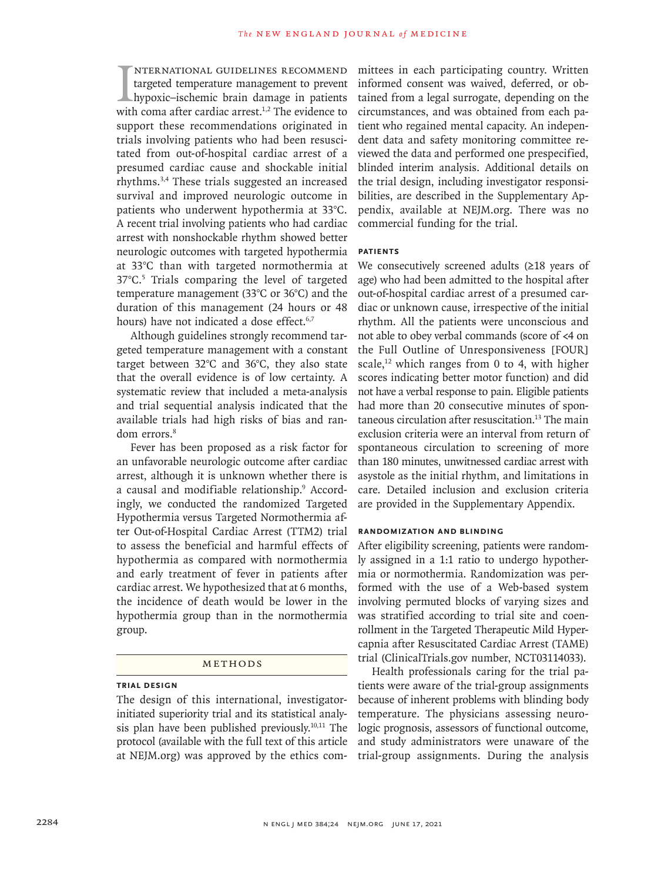International guidelines recommend targeted temperature management to prevent hypoxic–ischemic brain damage in patients with coma after cardiac arrest.[1,2] The evidence to support these recommendations originated in trials involving patients who had been resuscitated from out-of-hospital cardiac arrest of a presumed cardiac cause and shockable initial rhythms.[3,4] These trials suggested an increased survival and improved neurologic outcome in patients who underwent hypothermia at 33°C. A recent trial involving patients who had cardiac arrest with nonshockable rhythm showed better neurologic outcomes with targeted hypothermia at 33°C than with targeted normothermia at 37°C.[5] Trials comparing the level of targeted temperature management (33°C or 36°C) and the duration of this management (24 hours or 48 hours) have not indicated a dose effect.[6,7]

Although guidelines strongly recommend targeted temperature management with a constant target between 32°C and 36°C, they also state that the overall evidence is of low certainty. A systematic review that included a meta-analysis and trial sequential analysis indicated that the available trials had high risks of bias and random errors.[8]

Fever has been proposed as a risk factor for an unfavorable neurologic outcome after cardiac arrest, although it is unknown whether there is a causal and modifiable relationship.[9] Accordingly, we conducted the randomized Targeted Hypothermia versus Targeted Normothermia after Out-of-Hospital Cardiac Arrest (TTM2) trial to assess the beneficial and harmful effects of hypothermia as compared with normothermia and early treatment of fever in patients after cardiac arrest. We hypothesized that at 6 months, the incidence of death would be lower in the hypothermia group than in the normothermia group.

## Methods

### Trial Design

The design of this international, investigator-initiated superiority trial and its statistical analysis plan have been published previously.[10,11] The protocol (available with the full text of this article at NEJM.org) was approved by the ethics committees in each participating country. Written informed consent was waived, deferred, or obtained from a legal surrogate, depending on the circumstances, and was obtained from each patient who regained mental capacity. An independent data and safety monitoring committee reviewed the data and performed one prespecified, blinded interim analysis. Additional details on the trial design, including investigator responsibilities, are described in the Supplementary Appendix, available at NEJM.org. There was no commercial funding for the trial.

### Patients

We consecutively screened adults (≥18 years of age) who had been admitted to the hospital after out-of-hospital cardiac arrest of a presumed cardiac or unknown cause, irrespective of the initial rhythm. All the patients were unconscious and not able to obey verbal commands (score of <4 on the Full Outline of Unresponsiveness [FOUR] scale,[12] which ranges from 0 to 4, with higher scores indicating better motor function) and did not have a verbal response to pain. Eligible patients had more than 20 consecutive minutes of spontaneous circulation after resuscitation.[13] The main exclusion criteria were an interval from return of spontaneous circulation to screening of more than 180 minutes, unwitnessed cardiac arrest with asystole as the initial rhythm, and limitations in care. Detailed inclusion and exclusion criteria are provided in the Supplementary Appendix.

### Randomization and Blinding

After eligibility screening, patients were randomly assigned in a 1:1 ratio to undergo hypothermia or normothermia. Randomization was performed with the use of a Web-based system involving permuted blocks of varying sizes and was stratified according to trial site and coenrollment in the Targeted Therapeutic Mild Hypercapnia after Resuscitated Cardiac Arrest (TAME) trial (ClinicalTrials.gov number, NCT03114033).

Health professionals caring for the trial patients were aware of the trial-group assignments because of inherent problems with blinding body temperature. The physicians assessing neurologic prognosis, assessors of functional outcome, and study administrators were unaware of the trial-group assignments. During the analysis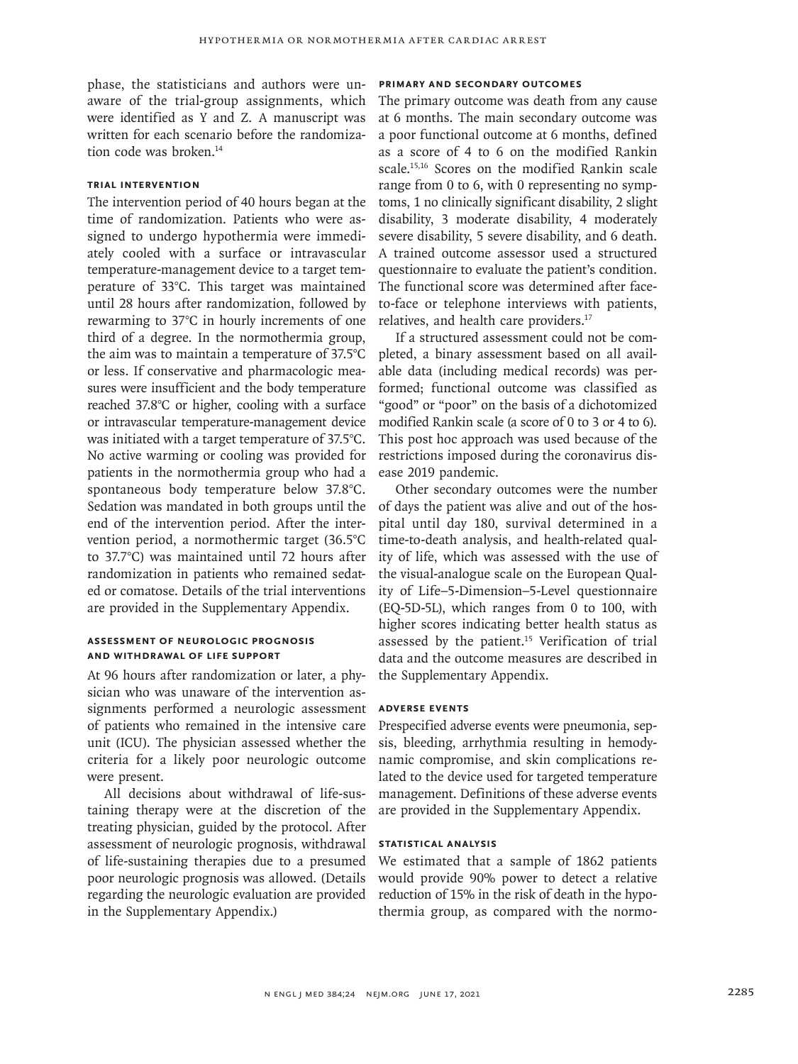phase, the statisticians and authors were unaware of the trial-group assignments, which were identified as Y and Z. A manuscript was written for each scenario before the randomization code was broken.[14]

### Trial Intervention

The intervention period of 40 hours began at the time of randomization. Patients who were assigned to undergo hypothermia were immediately cooled with a surface or intravascular temperature-management device to a target temperature of 33°C. This target was maintained until 28 hours after randomization, followed by rewarming to 37°C in hourly increments of one third of a degree. In the normothermia group, the aim was to maintain a temperature of 37.5°C or less. If conservative and pharmacologic measures were insufficient and the body temperature reached 37.8°C or higher, cooling with a surface or intravascular temperature-management device was initiated with a target temperature of 37.5°C. No active warming or cooling was provided for patients in the normothermia group who had a spontaneous body temperature below 37.8°C. Sedation was mandated in both groups until the end of the intervention period. After the intervention period, a normothermic target (36.5°C to 37.7°C) was maintained until 72 hours after randomization in patients who remained sedated or comatose. Details of the trial interventions are provided in the Supplementary Appendix.

### Assessment of Neurologic Prognosis and Withdrawal of Life Support

At 96 hours after randomization or later, a physician who was unaware of the intervention assignments performed a neurologic assessment of patients who remained in the intensive care unit (ICU). The physician assessed whether the criteria for a likely poor neurologic outcome were present.

All decisions about withdrawal of life-sustaining therapy were at the discretion of the treating physician, guided by the protocol. After assessment of neurologic prognosis, withdrawal of life-sustaining therapies due to a presumed poor neurologic prognosis was allowed. (Details regarding the neurologic evaluation are provided in the Supplementary Appendix.)

### Primary and Secondary Outcomes

The primary outcome was death from any cause at 6 months. The main secondary outcome was a poor functional outcome at 6 months, defined as a score of 4 to 6 on the modified Rankin scale.[15,16] Scores on the modified Rankin scale range from 0 to 6, with 0 representing no symptoms, 1 no clinically significant disability, 2 slight disability, 3 moderate disability, 4 moderately severe disability, 5 severe disability, and 6 death. A trained outcome assessor used a structured questionnaire to evaluate the patient's condition. The functional score was determined after face-to-face or telephone interviews with patients, relatives, and health care providers.[17]

If a structured assessment could not be completed, a binary assessment based on all available data (including medical records) was performed; functional outcome was classified as "good" or "poor" on the basis of a dichotomized modified Rankin scale (a score of 0 to 3 or 4 to 6). This post hoc approach was used because of the restrictions imposed during the coronavirus disease 2019 pandemic.

Other secondary outcomes were the number of days the patient was alive and out of the hospital until day 180, survival determined in a time-to-death analysis, and health-related quality of life, which was assessed with the use of the visual-analogue scale on the European Quality of Life–5-Dimension–5-Level questionnaire (EQ-5D-5L), which ranges from 0 to 100, with higher scores indicating better health status as assessed by the patient.[15] Verification of trial data and the outcome measures are described in the Supplementary Appendix.

### Adverse Events

Prespecified adverse events were pneumonia, sepsis, bleeding, arrhythmia resulting in hemodynamic compromise, and skin complications related to the device used for targeted temperature management. Definitions of these adverse events are provided in the Supplementary Appendix.

### Statistical Analysis

We estimated that a sample of 1862 patients would provide 90% power to detect a relative reduction of 15% in the risk of death in the hypothermia group, as compared with the normo-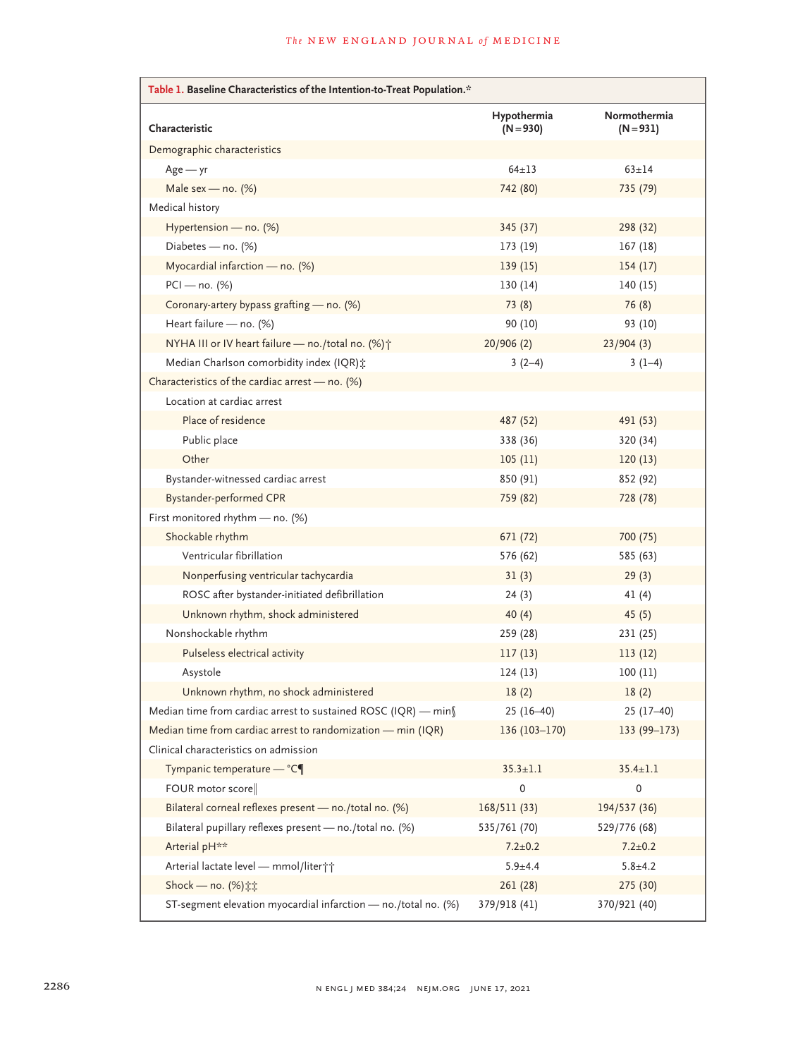**Table 1. Baseline Characteristics of the Intention-to-Treat Population.***

| Characteristic | Hypothermia (N=930) | Normothermia (N=931) |
|---|---|---|
| Demographic characteristics | | |
| Age — yr | 64±13 | 63±14 |
| Male sex — no. (%) | 742 (80) | 735 (79) |
| Medical history | | |
| Hypertension — no. (%) | 345 (37) | 298 (32) |
| Diabetes — no. (%) | 173 (19) | 167 (18) |
| Myocardial infarction — no. (%) | 139 (15) | 154 (17) |
| PCI — no. (%) | 130 (14) | 140 (15) |
| Coronary-artery bypass grafting — no. (%) | 73 (8) | 76 (8) |
| Heart failure — no. (%) | 90 (10) | 93 (10) |
| NYHA III or IV heart failure — no./total no. (%)† | 20/906 (2) | 23/904 (3) |
| Median Charlson comorbidity index (IQR)‡ | 3 (2–4) | 3 (1–4) |
| Characteristics of the cardiac arrest — no. (%) | | |
| Location at cardiac arrest | | |
| Place of residence | 487 (52) | 491 (53) |
| Public place | 338 (36) | 320 (34) |
| Other | 105 (11) | 120 (13) |
| Bystander-witnessed cardiac arrest | 850 (91) | 852 (92) |
| Bystander-performed CPR | 759 (82) | 728 (78) |
| First monitored rhythm — no. (%) | | |
| Shockable rhythm | 671 (72) | 700 (75) |
| Ventricular fibrillation | 576 (62) | 585 (63) |
| Nonperfusing ventricular tachycardia | 31 (3) | 29 (3) |
| ROSC after bystander-initiated defibrillation | 24 (3) | 41 (4) |
| Unknown rhythm, shock administered | 40 (4) | 45 (5) |
| Nonshockable rhythm | 259 (28) | 231 (25) |
| Pulseless electrical activity | 117 (13) | 113 (12) |
| Asystole | 124 (13) | 100 (11) |
| Unknown rhythm, no shock administered | 18 (2) | 18 (2) |
| Median time from cardiac arrest to sustained ROSC (IQR) — min§ | 25 (16–40) | 25 (17–40) |
| Median time from cardiac arrest to randomization — min (IQR) | 136 (103–170) | 133 (99–173) |
| Clinical characteristics on admission | | |
| Tympanic temperature — °C¶ | 35.3±1.1 | 35.4±1.1 |
| FOUR motor score‖ | 0 | 0 |
| Bilateral corneal reflexes present — no./total no. (%) | 168/511 (33) | 194/537 (36) |
| Bilateral pupillary reflexes present — no./total no. (%) | 535/761 (70) | 529/776 (68) |
| Arterial pH** | 7.2±0.2 | 7.2±0.2 |
| Arterial lactate level — mmol/liter†† | 5.9±4.4 | 5.8±4.2 |
| Shock — no. (%)‡‡ | 261 (28) | 275 (30) |
| ST-segment elevation myocardial infarction — no./total no. (%) | 379/918 (41) | 370/921 (40) |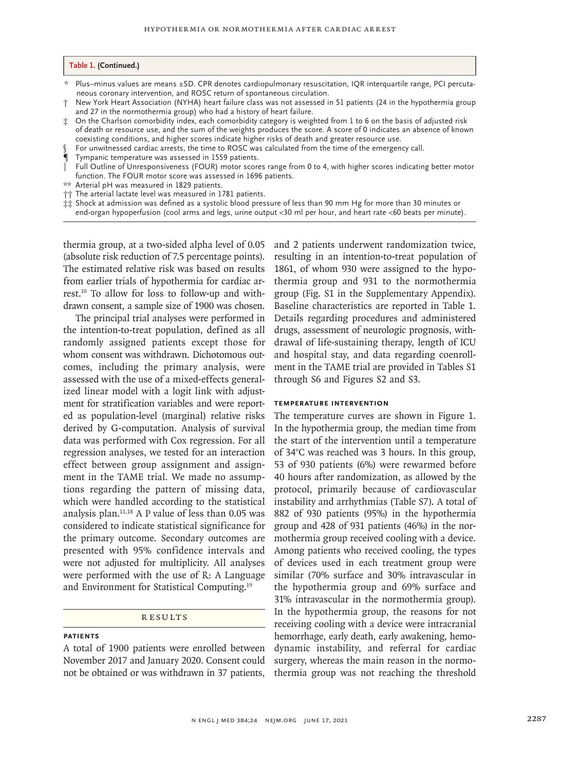**Table 1. (Continued.)**

\* Plus–minus values are means ±SD. CPR denotes cardiopulmonary resuscitation, IQR interquartile range, PCI percutaneous coronary intervention, and ROSC return of spontaneous circulation.

† New York Heart Association (NYHA) heart failure class was not assessed in 51 patients (24 in the hypothermia group and 27 in the normothermia group) who had a history of heart failure.

‡ On the Charlson comorbidity index, each comorbidity category is weighted from 1 to 6 on the basis of adjusted risk of death or resource use, and the sum of the weights produces the score. A score of 0 indicates an absence of known coexisting conditions, and higher scores indicate higher risks of death and greater resource use.

§ For unwitnessed cardiac arrests, the time to ROSC was calculated from the time of the emergency call.

¶ Tympanic temperature was assessed in 1559 patients.

‖ Full Outline of Unresponsiveness (FOUR) motor scores range from 0 to 4, with higher scores indicating better motor function. The FOUR motor score was assessed in 1696 patients.

\*\* Arterial pH was measured in 1829 patients.

†† The arterial lactate level was measured in 1781 patients.

‡‡ Shock at admission was defined as a systolic blood pressure of less than 90 mm Hg for more than 30 minutes or end-organ hypoperfusion (cool arms and legs, urine output <30 ml per hour, and heart rate <60 beats per minute).

thermia group, at a two-sided alpha level of 0.05 (absolute risk reduction of 7.5 percentage points). The estimated relative risk was based on results from earlier trials of hypothermia for cardiac arrest.[10] To allow for loss to follow-up and withdrawn consent, a sample size of 1900 was chosen.

The principal trial analyses were performed in the intention-to-treat population, defined as all randomly assigned patients except those for whom consent was withdrawn. Dichotomous outcomes, including the primary analysis, were assessed with the use of a mixed-effects generalized linear model with a logit link with adjustment for stratification variables and were reported as population-level (marginal) relative risks derived by G-computation. Analysis of survival data was performed with Cox regression. For all regression analyses, we tested for an interaction effect between group assignment and assignment in the TAME trial. We made no assumptions regarding the pattern of missing data, which were handled according to the statistical analysis plan.[11,18] A P value of less than 0.05 was considered to indicate statistical significance for the primary outcome. Secondary outcomes are presented with 95% confidence intervals and were not adjusted for multiplicity. All analyses were performed with the use of R: A Language and Environment for Statistical Computing.[19]

## Results

### Patients

A total of 1900 patients were enrolled between November 2017 and January 2020. Consent could not be obtained or was withdrawn in 37 patients, and 2 patients underwent randomization twice, resulting in an intention-to-treat population of 1861, of whom 930 were assigned to the hypothermia group and 931 to the normothermia group (Fig. S1 in the Supplementary Appendix). Baseline characteristics are reported in Table 1. Details regarding procedures and administered drugs, assessment of neurologic prognosis, withdrawal of life-sustaining therapy, length of ICU and hospital stay, and data regarding coenrollment in the TAME trial are provided in Tables S1 through S6 and Figures S2 and S3.

### Temperature Intervention

The temperature curves are shown in Figure 1. In the hypothermia group, the median time from the start of the intervention until a temperature of 34°C was reached was 3 hours. In this group, 53 of 930 patients (6%) were rewarmed before 40 hours after randomization, as allowed by the protocol, primarily because of cardiovascular instability and arrhythmias (Table S7). A total of 882 of 930 patients (95%) in the hypothermia group and 428 of 931 patients (46%) in the normothermia group received cooling with a device. Among patients who received cooling, the types of devices used in each treatment group were similar (70% surface and 30% intravascular in the hypothermia group and 69% surface and 31% intravascular in the normothermia group). In the hypothermia group, the reasons for not receiving cooling with a device were intracranial hemorrhage, early death, early awakening, hemodynamic instability, and referral for cardiac surgery, whereas the main reason in the normothermia group was not reaching the threshold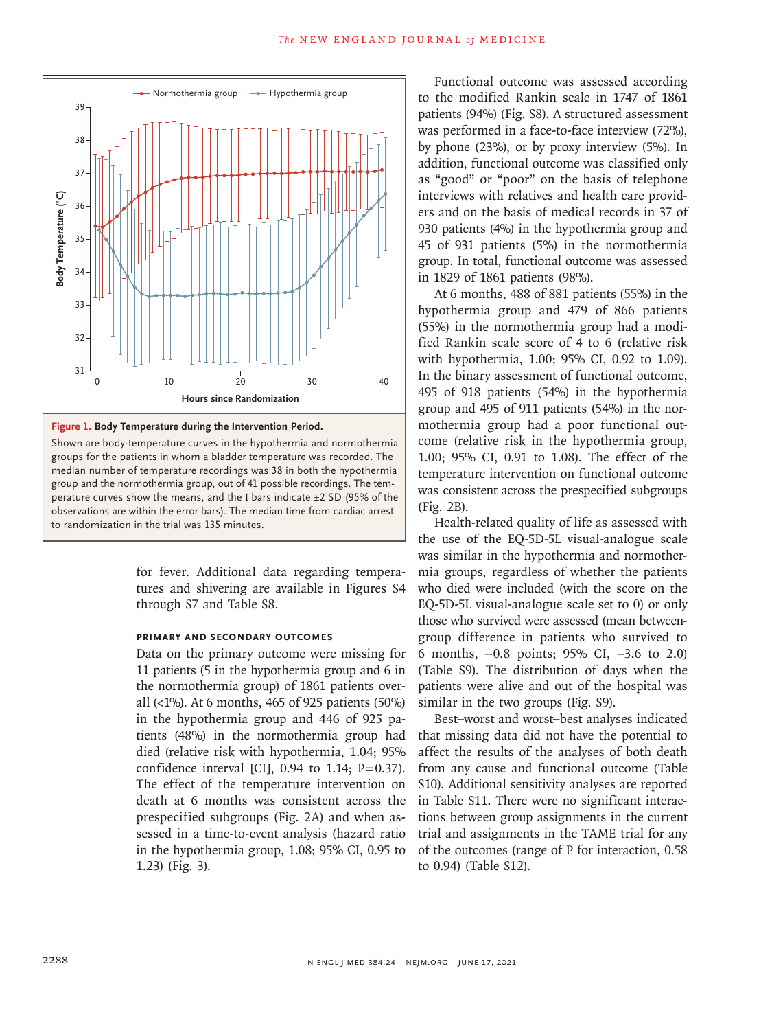**Figure 1. Body Temperature during the Intervention Period.**

Shown are body-temperature curves in the hypothermia and normothermia groups for the patients in whom a bladder temperature was recorded. The median number of temperature recordings was 38 in both the hypothermia group and the normothermia group, out of 41 possible recordings. The temperature curves show the means, and the I bars indicate ±2 SD (95% of the observations are within the error bars). The median time from cardiac arrest to randomization in the trial was 135 minutes.

for fever. Additional data regarding temperatures and shivering are available in Figures S4 through S7 and Table S8.

### PRIMARY AND SECONDARY OUTCOMES

Data on the primary outcome were missing for 11 patients (5 in the hypothermia group and 6 in the normothermia group) of 1861 patients overall (<1%). At 6 months, 465 of 925 patients (50%) in the hypothermia group and 446 of 925 patients (48%) in the normothermia group had died (relative risk with hypothermia, 1.04; 95% confidence interval [CI], 0.94 to 1.14; P=0.37). The effect of the temperature intervention on death at 6 months was consistent across the prespecified subgroups (Fig. 2A) and when assessed in a time-to-event analysis (hazard ratio in the hypothermia group, 1.08; 95% CI, 0.95 to 1.23) (Fig. 3).

Functional outcome was assessed according to the modified Rankin scale in 1747 of 1861 patients (94%) (Fig. S8). A structured assessment was performed in a face-to-face interview (72%), by phone (23%), or by proxy interview (5%). In addition, functional outcome was classified only as "good" or "poor" on the basis of telephone interviews with relatives and health care providers and on the basis of medical records in 37 of 930 patients (4%) in the hypothermia group and 45 of 931 patients (5%) in the normothermia group. In total, functional outcome was assessed in 1829 of 1861 patients (98%).

At 6 months, 488 of 881 patients (55%) in the hypothermia group and 479 of 866 patients (55%) in the normothermia group had a modified Rankin scale score of 4 to 6 (relative risk with hypothermia, 1.00; 95% CI, 0.92 to 1.09). In the binary assessment of functional outcome, 495 of 918 patients (54%) in the hypothermia group and 495 of 911 patients (54%) in the normothermia group had a poor functional outcome (relative risk in the hypothermia group, 1.00; 95% CI, 0.91 to 1.08). The effect of the temperature intervention on functional outcome was consistent across the prespecified subgroups (Fig. 2B).

Health-related quality of life as assessed with the use of the EQ-5D-5L visual-analogue scale was similar in the hypothermia and normothermia groups, regardless of whether the patients who died were included (with the score on the EQ-5D-5L visual-analogue scale set to 0) or only those who survived were assessed (mean between-group difference in patients who survived to 6 months, −0.8 points; 95% CI, −3.6 to 2.0) (Table S9). The distribution of days when the patients were alive and out of the hospital was similar in the two groups (Fig. S9).

Best–worst and worst–best analyses indicated that missing data did not have the potential to affect the results of the analyses of both death from any cause and functional outcome (Table S10). Additional sensitivity analyses are reported in Table S11. There were no significant interactions between group assignments in the current trial and assignments in the TAME trial for any of the outcomes (range of P for interaction, 0.58 to 0.94) (Table S12).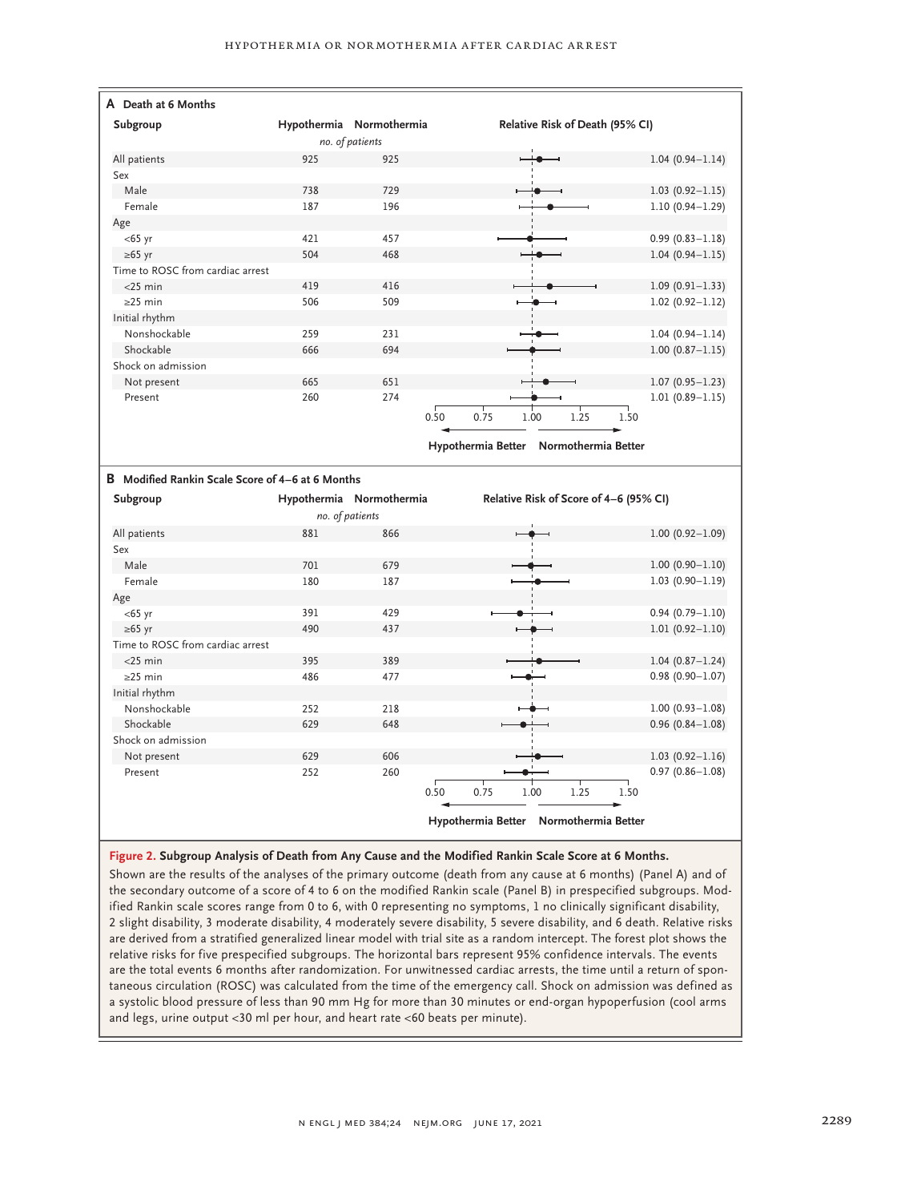**A Death at 6 Months**

| Subgroup | Hypothermia (no. of patients) | Normothermia (no. of patients) | Relative Risk of Death (95% CI) |
|---|---|---|---|
| All patients | 925 | 925 | 1.04 (0.94–1.14) |
| Sex | | | |
| Male | 738 | 729 | 1.03 (0.92–1.15) |
| Female | 187 | 196 | 1.10 (0.94–1.29) |
| Age | | | |
| <65 yr | 421 | 457 | 0.99 (0.83–1.18) |
| ≥65 yr | 504 | 468 | 1.04 (0.94–1.15) |
| Time to ROSC from cardiac arrest | | | |
| <25 min | 419 | 416 | 1.09 (0.91–1.33) |
| ≥25 min | 506 | 509 | 1.02 (0.92–1.12) |
| Initial rhythm | | | |
| Nonshockable | 259 | 231 | 1.04 (0.94–1.14) |
| Shockable | 666 | 694 | 1.00 (0.87–1.15) |
| Shock on admission | | | |
| Not present | 665 | 651 | 1.07 (0.95–1.23) |
| Present | 260 | 274 | 1.01 (0.89–1.15) |

← Hypothermia Better | Normothermia Better →

**B Modified Rankin Scale Score of 4–6 at 6 Months**

| Subgroup | Hypothermia (no. of patients) | Normothermia (no. of patients) | Relative Risk of Score of 4–6 (95% CI) |
|---|---|---|---|
| All patients | 881 | 866 | 1.00 (0.92–1.09) |
| Sex | | | |
| Male | 701 | 679 | 1.00 (0.90–1.10) |
| Female | 180 | 187 | 1.03 (0.90–1.19) |
| Age | | | |
| <65 yr | 391 | 429 | 0.94 (0.79–1.10) |
| ≥65 yr | 490 | 437 | 1.01 (0.92–1.10) |
| Time to ROSC from cardiac arrest | | | |
| <25 min | 395 | 389 | 1.04 (0.87–1.24) |
| ≥25 min | 486 | 477 | 0.98 (0.90–1.07) |
| Initial rhythm | | | |
| Nonshockable | 252 | 218 | 1.00 (0.93–1.08) |
| Shockable | 629 | 648 | 0.96 (0.84–1.08) |
| Shock on admission | | | |
| Not present | 629 | 606 | 1.03 (0.92–1.16) |
| Present | 252 | 260 | 0.97 (0.86–1.08) |

← Hypothermia Better | Normothermia Better →

**Figure 2. Subgroup Analysis of Death from Any Cause and the Modified Rankin Scale Score at 6 Months.**

Shown are the results of the analyses of the primary outcome (death from any cause at 6 months) (Panel A) and of the secondary outcome of a score of 4 to 6 on the modified Rankin scale (Panel B) in prespecified subgroups. Modified Rankin scale scores range from 0 to 6, with 0 representing no symptoms, 1 no clinically significant disability, 2 slight disability, 3 moderate disability, 4 moderately severe disability, 5 severe disability, and 6 death. Relative risks are derived from a stratified generalized linear model with trial site as a random intercept. The forest plot shows the relative risks for five prespecified subgroups. The horizontal bars represent 95% confidence intervals. The events are the total events 6 months after randomization. For unwitnessed cardiac arrests, the time until a return of spontaneous circulation (ROSC) was calculated from the time of the emergency call. Shock on admission was defined as a systolic blood pressure of less than 90 mm Hg for more than 30 minutes or end-organ hypoperfusion (cool arms and legs, urine output <30 ml per hour, and heart rate <60 beats per minute).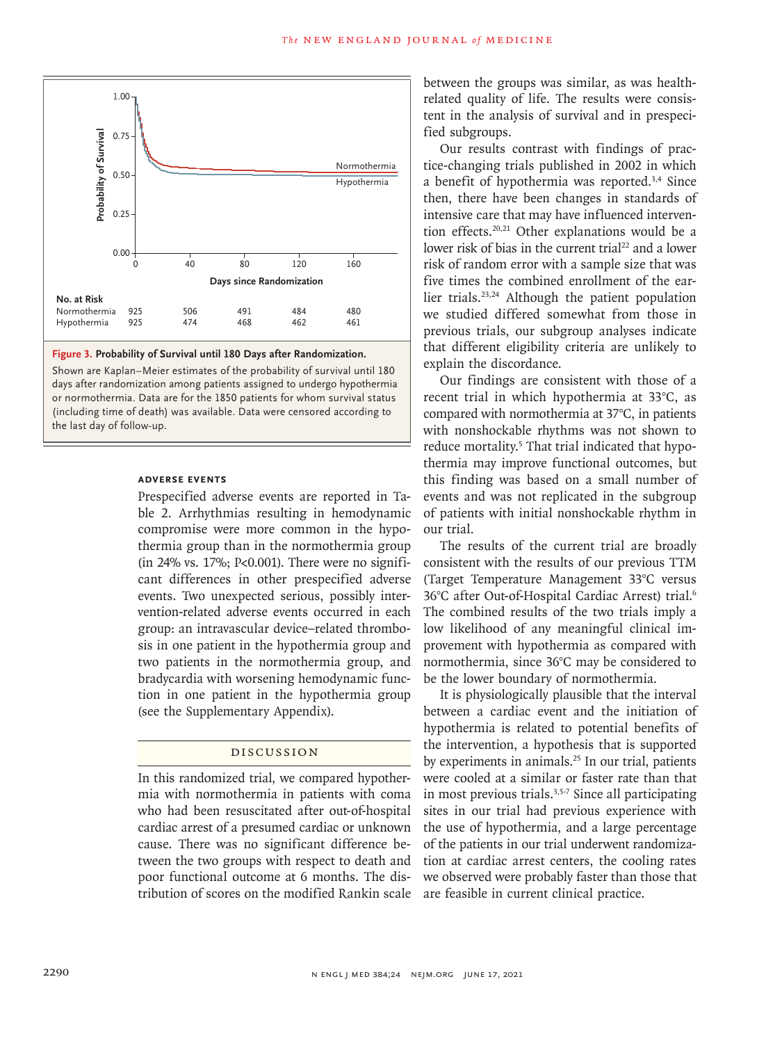**Figure 3. Probability of Survival until 180 Days after Randomization.**

Shown are Kaplan–Meier estimates of the probability of survival until 180 days after randomization among patients assigned to undergo hypothermia or normothermia. Data are for the 1850 patients for whom survival status (including time of death) was available. Data were censored according to the last day of follow-up.

| No. at Risk | 0 | 40 | 80 | 120 | 160 |
|---|---|---|---|---|---|
| Normothermia | 925 | 506 | 491 | 484 | 480 |
| Hypothermia | 925 | 474 | 468 | 462 | 461 |

### Adverse Events

Prespecified adverse events are reported in Table 2. Arrhythmias resulting in hemodynamic compromise were more common in the hypothermia group than in the normothermia group (in 24% vs. 17%; P<0.001). There were no significant differences in other prespecified adverse events. Two unexpected serious, possibly intervention-related adverse events occurred in each group: an intravascular device–related thrombosis in one patient in the hypothermia group and two patients in the normothermia group, and bradycardia with worsening hemodynamic function in one patient in the hypothermia group (see the Supplementary Appendix).

## Discussion

In this randomized trial, we compared hypothermia with normothermia in patients with coma who had been resuscitated after out-of-hospital cardiac arrest of a presumed cardiac or unknown cause. There was no significant difference between the two groups with respect to death and poor functional outcome at 6 months. The distribution of scores on the modified Rankin scale between the groups was similar, as was health-related quality of life. The results were consistent in the analysis of survival and in prespecified subgroups.

Our results contrast with findings of practice-changing trials published in 2002 in which a benefit of hypothermia was reported.[3,4] Since then, there have been changes in standards of intensive care that may have influenced intervention effects.[20,21] Other explanations would be a lower risk of bias in the current trial[22] and a lower risk of random error with a sample size that was five times the combined enrollment of the earlier trials.[23,24] Although the patient population we studied differed somewhat from those in previous trials, our subgroup analyses indicate that different eligibility criteria are unlikely to explain the discordance.

Our findings are consistent with those of a recent trial in which hypothermia at 33°C, as compared with normothermia at 37°C, in patients with nonshockable rhythms was not shown to reduce mortality.[5] That trial indicated that hypothermia may improve functional outcomes, but this finding was based on a small number of events and was not replicated in the subgroup of patients with initial nonshockable rhythm in our trial.

The results of the current trial are broadly consistent with the results of our previous TTM (Target Temperature Management 33°C versus 36°C after Out-of-Hospital Cardiac Arrest) trial.[6] The combined results of the two trials imply a low likelihood of any meaningful clinical improvement with hypothermia as compared with normothermia, since 36°C may be considered to be the lower boundary of normothermia.

It is physiologically plausible that the interval between a cardiac event and the initiation of hypothermia is related to potential benefits of the intervention, a hypothesis that is supported by experiments in animals.[25] In our trial, patients were cooled at a similar or faster rate than that in most previous trials.[3,5-7] Since all participating sites in our trial had previous experience with the use of hypothermia, and a large percentage of the patients in our trial underwent randomization at cardiac arrest centers, the cooling rates we observed were probably faster than those that are feasible in current clinical practice.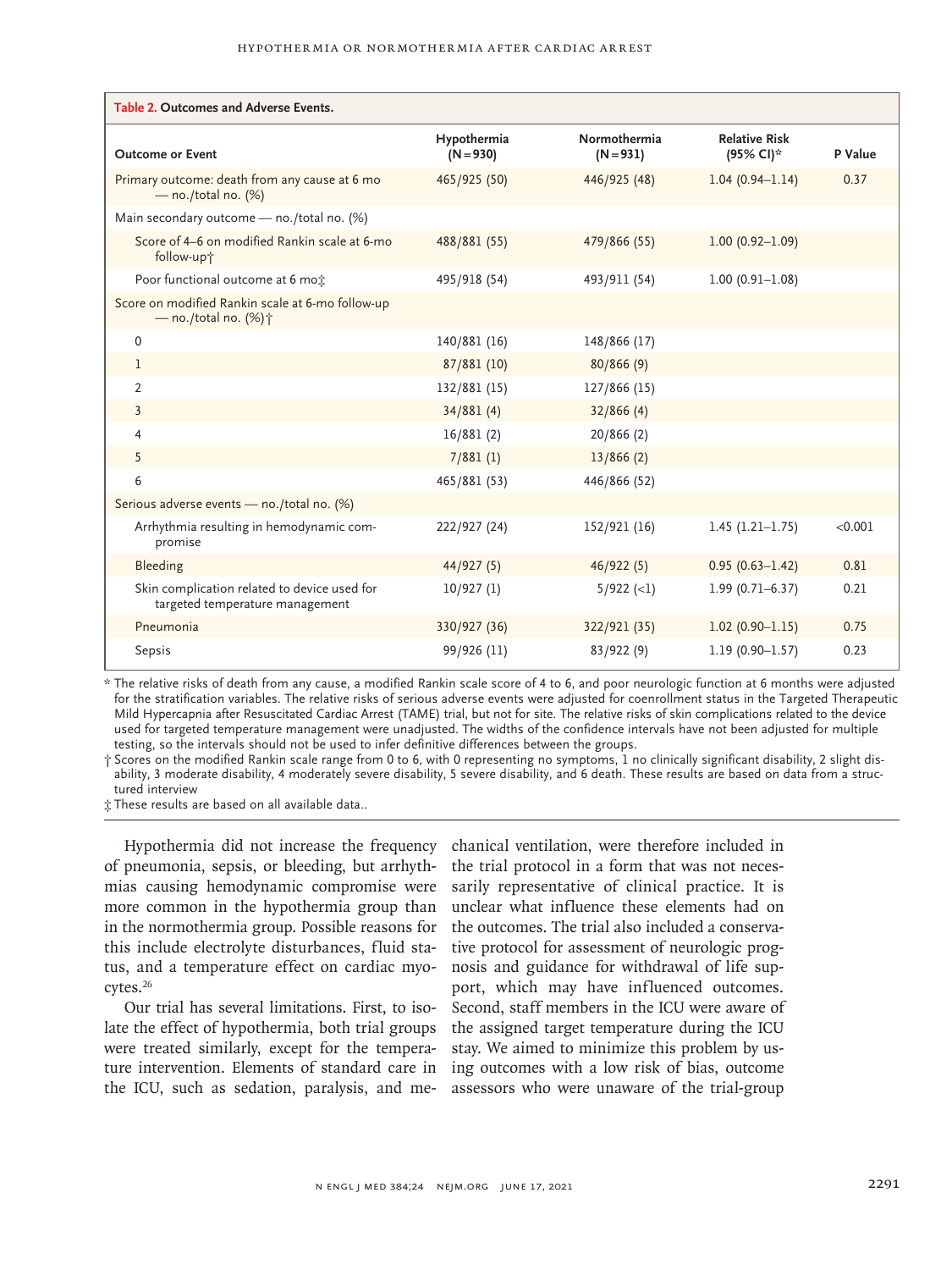**Table 2. Outcomes and Adverse Events.**

| Outcome or Event | Hypothermia (N=930) | Normothermia (N=931) | Relative Risk (95% CI)* | P Value |
|---|---|---|---|---|
| Primary outcome: death from any cause at 6 mo — no./total no. (%) | 465/925 (50) | 446/925 (48) | 1.04 (0.94–1.14) | 0.37 |
| Main secondary outcome — no./total no. (%) | | | | |
| Score of 4–6 on modified Rankin scale at 6-mo follow-up† | 488/881 (55) | 479/866 (55) | 1.00 (0.92–1.09) | |
| Poor functional outcome at 6 mo‡ | 495/918 (54) | 493/911 (54) | 1.00 (0.91–1.08) | |
| Score on modified Rankin scale at 6-mo follow-up — no./total no. (%)† | | | | |
| 0 | 140/881 (16) | 148/866 (17) | | |
| 1 | 87/881 (10) | 80/866 (9) | | |
| 2 | 132/881 (15) | 127/866 (15) | | |
| 3 | 34/881 (4) | 32/866 (4) | | |
| 4 | 16/881 (2) | 20/866 (2) | | |
| 5 | 7/881 (1) | 13/866 (2) | | |
| 6 | 465/881 (53) | 446/866 (52) | | |
| Serious adverse events — no./total no. (%) | | | | |
| Arrhythmia resulting in hemodynamic compromise | 222/927 (24) | 152/921 (16) | 1.45 (1.21–1.75) | <0.001 |
| Bleeding | 44/927 (5) | 46/922 (5) | 0.95 (0.63–1.42) | 0.81 |
| Skin complication related to device used for targeted temperature management | 10/927 (1) | 5/922 (<1) | 1.99 (0.71–6.37) | 0.21 |
| Pneumonia | 330/927 (36) | 322/921 (35) | 1.02 (0.90–1.15) | 0.75 |
| Sepsis | 99/926 (11) | 83/922 (9) | 1.19 (0.90–1.57) | 0.23 |

\* The relative risks of death from any cause, a modified Rankin scale score of 4 to 6, and poor neurologic function at 6 months were adjusted for the stratification variables. The relative risks of serious adverse events were adjusted for coenrollment status in the Targeted Therapeutic Mild Hypercapnia after Resuscitated Cardiac Arrest (TAME) trial, but not for site. The relative risks of skin complications related to the device used for targeted temperature management were unadjusted. The widths of the confidence intervals have not been adjusted for multiple testing, so the intervals should not be used to infer definitive differences between the groups.

† Scores on the modified Rankin scale range from 0 to 6, with 0 representing no symptoms, 1 no clinically significant disability, 2 slight disability, 3 moderate disability, 4 moderately severe disability, 5 severe disability, and 6 death. These results are based on data from a structured interview

‡ These results are based on all available data..

Hypothermia did not increase the frequency of pneumonia, sepsis, or bleeding, but arrhythmias causing hemodynamic compromise were more common in the hypothermia group than in the normothermia group. Possible reasons for this include electrolyte disturbances, fluid status, and a temperature effect on cardiac myocytes.[26]

Our trial has several limitations. First, to isolate the effect of hypothermia, both trial groups were treated similarly, except for the temperature intervention. Elements of standard care in the ICU, such as sedation, paralysis, and mechanical ventilation, were therefore included in the trial protocol in a form that was not necessarily representative of clinical practice. It is unclear what influence these elements had on the outcomes. The trial also included a conservative protocol for assessment of neurologic prognosis and guidance for withdrawal of life support, which may have influenced outcomes. Second, staff members in the ICU were aware of the assigned target temperature during the ICU stay. We aimed to minimize this problem by using outcomes with a low risk of bias, outcome assessors who were unaware of the trial-group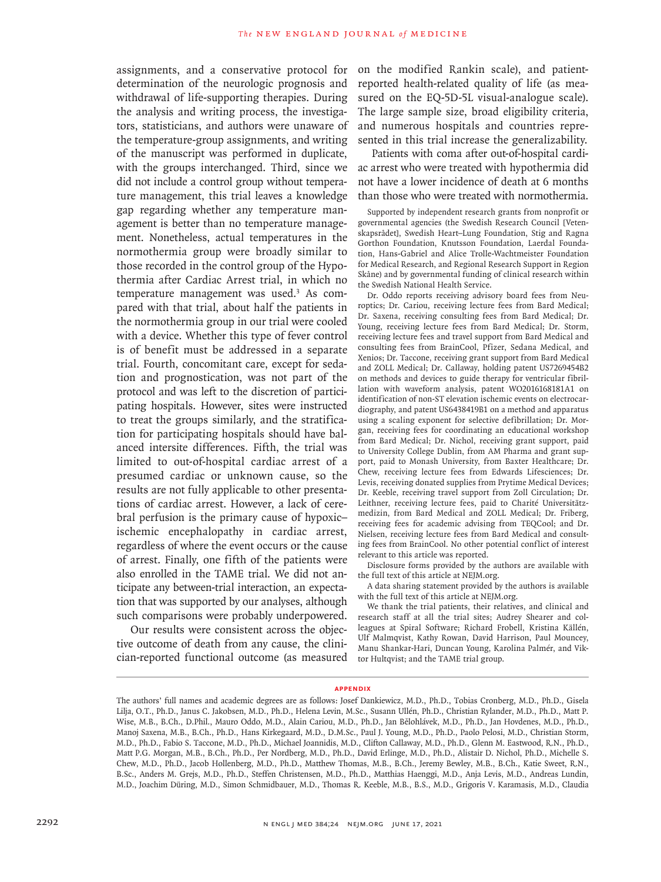assignments, and a conservative protocol for determination of the neurologic prognosis and withdrawal of life-supporting therapies. During the analysis and writing process, the investigators, statisticians, and authors were unaware of the temperature-group assignments, and writing of the manuscript was performed in duplicate, with the groups interchanged. Third, since we did not include a control group without temperature management, this trial leaves a knowledge gap regarding whether any temperature management is better than no temperature management. Nonetheless, actual temperatures in the normothermia group were broadly similar to those recorded in the control group of the Hypothermia after Cardiac Arrest trial, in which no temperature management was used.[3] As compared with that trial, about half the patients in the normothermia group in our trial were cooled with a device. Whether this type of fever control is of benefit must be addressed in a separate trial. Fourth, concomitant care, except for sedation and prognostication, was not part of the protocol and was left to the discretion of participating hospitals. However, sites were instructed to treat the groups similarly, and the stratification for participating hospitals should have balanced intersite differences. Fifth, the trial was limited to out-of-hospital cardiac arrest of a presumed cardiac or unknown cause, so the results are not fully applicable to other presentations of cardiac arrest. However, a lack of cerebral perfusion is the primary cause of hypoxic–ischemic encephalopathy in cardiac arrest, regardless of where the event occurs or the cause of arrest. Finally, one fifth of the patients were also enrolled in the TAME trial. We did not anticipate any between-trial interaction, an expectation that was supported by our analyses, although such comparisons were probably underpowered.

Our results were consistent across the objective outcome of death from any cause, the clinician-reported functional outcome (as measured on the modified Rankin scale), and patient-reported health-related quality of life (as measured on the EQ-5D-5L visual-analogue scale). The large sample size, broad eligibility criteria, and numerous hospitals and countries represented in this trial increase the generalizability.

Patients with coma after out-of-hospital cardiac arrest who were treated with hypothermia did not have a lower incidence of death at 6 months than those who were treated with normothermia.

Supported by independent research grants from nonprofit or governmental agencies (the Swedish Research Council [Vetenskapsrådet], Swedish Heart–Lung Foundation, Stig and Ragna Gorthon Foundation, Knutsson Foundation, Laerdal Foundation, Hans-Gabriel and Alice Trolle-Wachtmeister Foundation for Medical Research, and Regional Research Support in Region Skåne) and by governmental funding of clinical research within the Swedish National Health Service.

Dr. Oddo reports receiving advisory board fees from Neuroptics; Dr. Cariou, receiving lecture fees from Bard Medical; Dr. Saxena, receiving consulting fees from Bard Medical; Dr. Young, receiving lecture fees from Bard Medical; Dr. Storm, receiving lecture fees and travel support from Bard Medical and consulting fees from BrainCool, Pfizer, Sedana Medical, and Xenios; Dr. Taccone, receiving grant support from Bard Medical and ZOLL Medical; Dr. Callaway, holding patent US7269454B2 on methods and devices to guide therapy for ventricular fibrillation with waveform analysis, patent WO2016168181A1 on identification of non-ST elevation ischemic events on electrocardiography, and patent US6438419B1 on a method and apparatus using a scaling exponent for selective defibrillation; Dr. Morgan, receiving fees for coordinating an educational workshop from Bard Medical; Dr. Nichol, receiving grant support, paid to University College Dublin, from AM Pharma and grant support, paid to Monash University, from Baxter Healthcare; Dr. Chew, receiving lecture fees from Edwards Lifesciences; Dr. Levis, receiving donated supplies from Prytime Medical Devices; Dr. Keeble, receiving travel support from Zoll Circulation; Dr. Leithner, receiving lecture fees, paid to Charité Universitätzmedizin, from Bard Medical and ZOLL Medical; Dr. Friberg, receiving fees for academic advising from TEQCool; and Dr. Nielsen, receiving lecture fees from Bard Medical and consulting fees from BrainCool. No other potential conflict of interest relevant to this article was reported.

Disclosure forms provided by the authors are available with the full text of this article at NEJM.org.

A data sharing statement provided by the authors is available with the full text of this article at NEJM.org.

We thank the trial patients, their relatives, and clinical and research staff at all the trial sites; Audrey Shearer and colleagues at Spiral Software; Richard Frobell, Kristina Källén, Ulf Malmqvist, Kathy Rowan, David Harrison, Paul Mouncey, Manu Shankar-Hari, Duncan Young, Karolina Palmér, and Viktor Hultqvist; and the TAME trial group.

## APPENDIX

The authors' full names and academic degrees are as follows: Josef Dankiewicz, M.D., Ph.D., Tobias Cronberg, M.D., Ph.D., Gisela Lilja, O.T., Ph.D., Janus C. Jakobsen, M.D., Ph.D., Helena Levin, M.Sc., Susann Ullén, Ph.D., Christian Rylander, M.D., Ph.D., Matt P. Wise, M.B., B.Ch., D.Phil., Mauro Oddo, M.D., Alain Cariou, M.D., Ph.D., Jan Bělohlávek, M.D., Ph.D., Jan Hovdenes, M.D., Ph.D., Manoj Saxena, M.B., B.Ch., Ph.D., Hans Kirkegaard, M.D., D.M.Sc., Paul J. Young, M.D., Ph.D., Paolo Pelosi, M.D., Christian Storm, M.D., Ph.D., Fabio S. Taccone, M.D., Ph.D., Michael Joannidis, M.D., Clifton Callaway, M.D., Ph.D., Glenn M. Eastwood, R.N., Ph.D., Matt P.G. Morgan, M.B., B.Ch., Ph.D., Per Nordberg, M.D., Ph.D., David Erlinge, M.D., Ph.D., Alistair D. Nichol, Ph.D., Michelle S. Chew, M.D., Ph.D., Jacob Hollenberg, M.D., Ph.D., Matthew Thomas, M.B., B.Ch., Jeremy Bewley, M.B., B.Ch., Katie Sweet, R.N., B.Sc., Anders M. Grejs, M.D., Ph.D., Steffen Christensen, M.D., Ph.D., Matthias Haenggi, M.D., Anja Levis, M.D., Andreas Lundin, M.D., Joachim Düring, M.D., Simon Schmidbauer, M.D., Thomas R. Keeble, M.B., B.S., M.D., Grigoris V. Karamasis, M.D., Claudia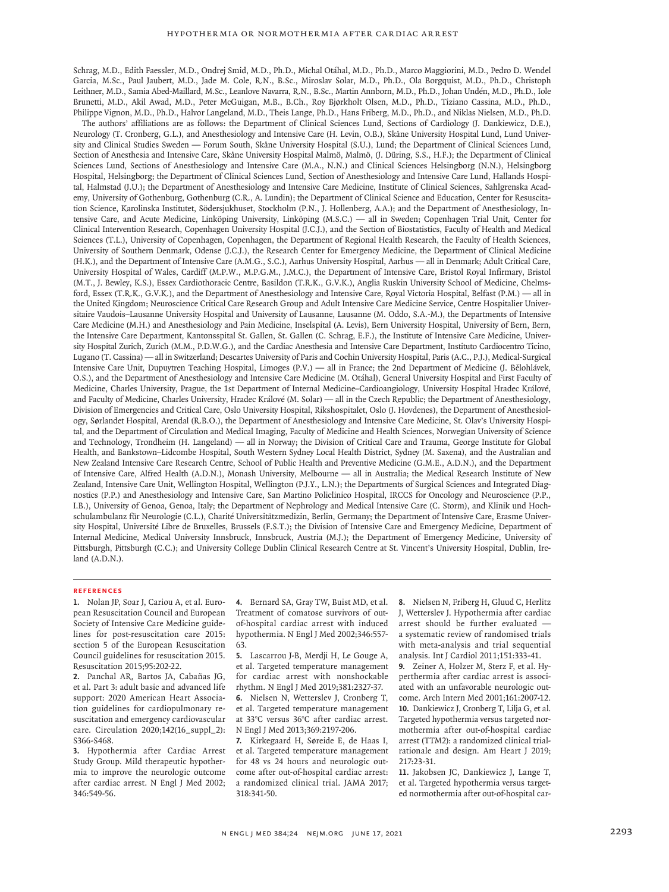Schrag, M.D., Edith Faessler, M.D., Ondrej Smid, M.D., Ph.D., Michal Otáhal, M.D., Ph.D., Marco Maggiorini, M.D., Pedro D. Wendel Garcia, M.Sc., Paul Jaubert, M.D., Jade M. Cole, R.N., B.Sc., Miroslav Solar, M.D., Ph.D., Ola Borgquist, M.D., Ph.D., Christoph Leithner, M.D., Samia Abed-Maillard, M.Sc., Leanlove Navarra, R.N., B.Sc., Martin Annborn, M.D., Ph.D., Johan Undén, M.D., Ph.D., Iole Brunetti, M.D., Akil Awad, M.D., Peter McGuigan, M.B., B.Ch., Roy Bjørkholt Olsen, M.D., Ph.D., Tiziano Cassina, M.D., Ph.D., Philippe Vignon, M.D., Ph.D., Halvor Langeland, M.D., Theis Lange, Ph.D., Hans Friberg, M.D., Ph.D., and Niklas Nielsen, M.D., Ph.D.

The authors' affiliations are as follows: the Department of Clinical Sciences Lund, Sections of Cardiology (J. Dankiewicz, D.E.), Neurology (T. Cronberg, G.L.), and Anesthesiology and Intensive Care (H. Levin, O.B.), Skåne University Hospital Lund, Lund University and Clinical Studies Sweden — Forum South, Skåne University Hospital (S.U.), Lund; the Department of Clinical Sciences Lund, Section of Anesthesia and Intensive Care, Skåne University Hospital Malmö, Malmö, (J. Düring, S.S., H.F.); the Department of Clinical Sciences Lund, Sections of Anesthesiology and Intensive Care (M.A., N.N.) and Clinical Sciences Helsingborg (N.N.), Helsingborg Hospital, Helsingborg; the Department of Clinical Sciences Lund, Section of Anesthesiology and Intensive Care Lund, Hallands Hospital, Halmstad (J.U.); the Department of Anesthesiology and Intensive Care Medicine, Institute of Clinical Sciences, Sahlgrenska Academy, University of Gothenburg, Gothenburg (C.R., A. Lundin); the Department of Clinical Science and Education, Center for Resuscitation Science, Karolinska Institutet, Södersjukhuset, Stockholm (P.N., J. Hollenberg, A.A.); and the Department of Anesthesiology, Intensive Care, and Acute Medicine, Linköping University, Linköping (M.S.C.) — all in Sweden; Copenhagen Trial Unit, Center for Clinical Intervention Research, Copenhagen University Hospital (J.C.J.), and the Section of Biostatistics, Faculty of Health and Medical Sciences (T.L.), University of Copenhagen, Copenhagen, the Department of Regional Health Research, the Faculty of Health Sciences, University of Southern Denmark, Odense (J.C.J.), the Research Center for Emergency Medicine, the Department of Clinical Medicine (H.K.), and the Department of Intensive Care (A.M.G., S.C.), Aarhus University Hospital, Aarhus — all in Denmark; Adult Critical Care, University Hospital of Wales, Cardiff (M.P.W., M.P.G.M., J.M.C.), the Department of Intensive Care, Bristol Royal Infirmary, Bristol (M.T., J. Bewley, K.S.), Essex Cardiothoracic Centre, Basildon (T.R.K., G.V.K.), Anglia Ruskin University School of Medicine, Chelmsford, Essex (T.R.K., G.V.K.), and the Department of Anesthesiology and Intensive Care, Royal Victoria Hospital, Belfast (P.M.) — all in the United Kingdom; Neuroscience Critical Care Research Group and Adult Intensive Care Medicine Service, Centre Hospitalier Universitaire Vaudois–Lausanne University Hospital and University of Lausanne, Lausanne (M. Oddo, S.A.-M.), the Departments of Intensive Care Medicine (M.H.) and Anesthesiology and Pain Medicine, Inselspital (A. Levis), Bern University Hospital, University of Bern, Bern, the Intensive Care Department, Kantonsspital St. Gallen, St. Gallen (C. Schrag, E.F.), the Institute of Intensive Care Medicine, University Hospital Zurich, Zurich (M.M., P.D.W.G.), and the Cardiac Anesthesia and Intensive Care Department, Instituto Cardiocentro Ticino, Lugano (T. Cassina) — all in Switzerland; Descartes University of Paris and Cochin University Hospital, Paris (A.C., P.J.), Medical-Surgical Intensive Care Unit, Dupuytren Teaching Hospital, Limoges (P.V.) — all in France; the 2nd Department of Medicine (J. Bělohlávek, O.S.), and the Department of Anesthesiology and Intensive Care Medicine (M. Otáhal), General University Hospital and First Faculty of Medicine, Charles University, Prague, the 1st Department of Internal Medicine–Cardioangiology, University Hospital Hradec Králové, and Faculty of Medicine, Charles University, Hradec Králové (M. Solar) — all in the Czech Republic; the Department of Anesthesiology, Division of Emergencies and Critical Care, Oslo University Hospital, Rikshospitalet, Oslo (J. Hovdenes), the Department of Anesthesiology, Sørlandet Hospital, Arendal (R.B.O.), the Department of Anesthesiology and Intensive Care Medicine, St. Olav's University Hospital, and the Department of Circulation and Medical Imaging, Faculty of Medicine and Health Sciences, Norwegian University of Science and Technology, Trondheim (H. Langeland) — all in Norway; the Division of Critical Care and Trauma, George Institute for Global Health, and Bankstown–Lidcombe Hospital, South Western Sydney Local Health District, Sydney (M. Saxena), and the Australian and New Zealand Intensive Care Research Centre, School of Public Health and Preventive Medicine (G.M.E., A.D.N.), and the Department of Intensive Care, Alfred Health (A.D.N.), Monash University, Melbourne — all in Australia; the Medical Research Institute of New Zealand, Intensive Care Unit, Wellington Hospital, Wellington (P.J.Y., L.N.); the Departments of Surgical Sciences and Integrated Diagnostics (P.P.) and Anesthesiology and Intensive Care, San Martino Policlinico Hospital, IRCCS for Oncology and Neuroscience (P.P., I.B.), University of Genoa, Genoa, Italy; the Department of Nephrology and Medical Intensive Care (C. Storm), and Klinik und Hochschulambulanz für Neurologie (C.L.), Charité Universitätsmedizin, Berlin, Germany; the Department of Intensive Care, Erasme University Hospital, Université Libre de Bruxelles, Brussels (F.S.T.); the Division of Intensive Care and Emergency Medicine, Department of Internal Medicine, Medical University Innsbruck, Innsbruck, Austria (M.J.); the Department of Emergency Medicine, University of Pittsburgh, Pittsburgh (C.C.); and University College Dublin Clinical Research Centre at St. Vincent's University Hospital, Dublin, Ireland (A.D.N.).

## References

1. Nolan JP, Soar J, Cariou A, et al. European Resuscitation Council and European Society of Intensive Care Medicine guidelines for post-resuscitation care 2015: section 5 of the European Resuscitation Council guidelines for resuscitation 2015. Resuscitation 2015;95:202-22.
2. Panchal AR, Bartos JA, Cabañas JG, et al. Part 3: adult basic and advanced life support: 2020 American Heart Association guidelines for cardiopulmonary resuscitation and emergency cardiovascular care. Circulation 2020;142(16_suppl_2):S366-S468.
3. Hypothermia after Cardiac Arrest Study Group. Mild therapeutic hypothermia to improve the neurologic outcome after cardiac arrest. N Engl J Med 2002;346:549-56.
4. Bernard SA, Gray TW, Buist MD, et al. Treatment of comatose survivors of out-of-hospital cardiac arrest with induced hypothermia. N Engl J Med 2002;346:557-63.
5. Lascarrou J-B, Merdji H, Le Gouge A, et al. Targeted temperature management for cardiac arrest with nonshockable rhythm. N Engl J Med 2019;381:2327-37.
6. Nielsen N, Wetterslev J, Cronberg T, et al. Targeted temperature management at 33°C versus 36°C after cardiac arrest. N Engl J Med 2013;369:2197-206.
7. Kirkegaard H, Søreide E, de Haas I, et al. Targeted temperature management for 48 vs 24 hours and neurologic outcome after out-of-hospital cardiac arrest: a randomized clinical trial. JAMA 2017;318:341-50.
8. Nielsen N, Friberg H, Gluud C, Herlitz J, Wetterslev J. Hypothermia after cardiac arrest should be further evaluated — a systematic review of randomised trials with meta-analysis and trial sequential analysis. Int J Cardiol 2011;151:333-41.
9. Zeiner A, Holzer M, Sterz F, et al. Hyperthermia after cardiac arrest is associated with an unfavorable neurologic outcome. Arch Intern Med 2001;161:2007-12.
10. Dankiewicz J, Cronberg T, Lilja G, et al. Targeted hypothermia versus targeted normothermia after out-of-hospital cardiac arrest (TTM2): a randomized clinical trial-rationale and design. Am Heart J 2019;217:23-31.
11. Jakobsen JC, Dankiewicz J, Lange T, et al. Targeted hypothermia versus targeted normothermia after out-of-hospital car-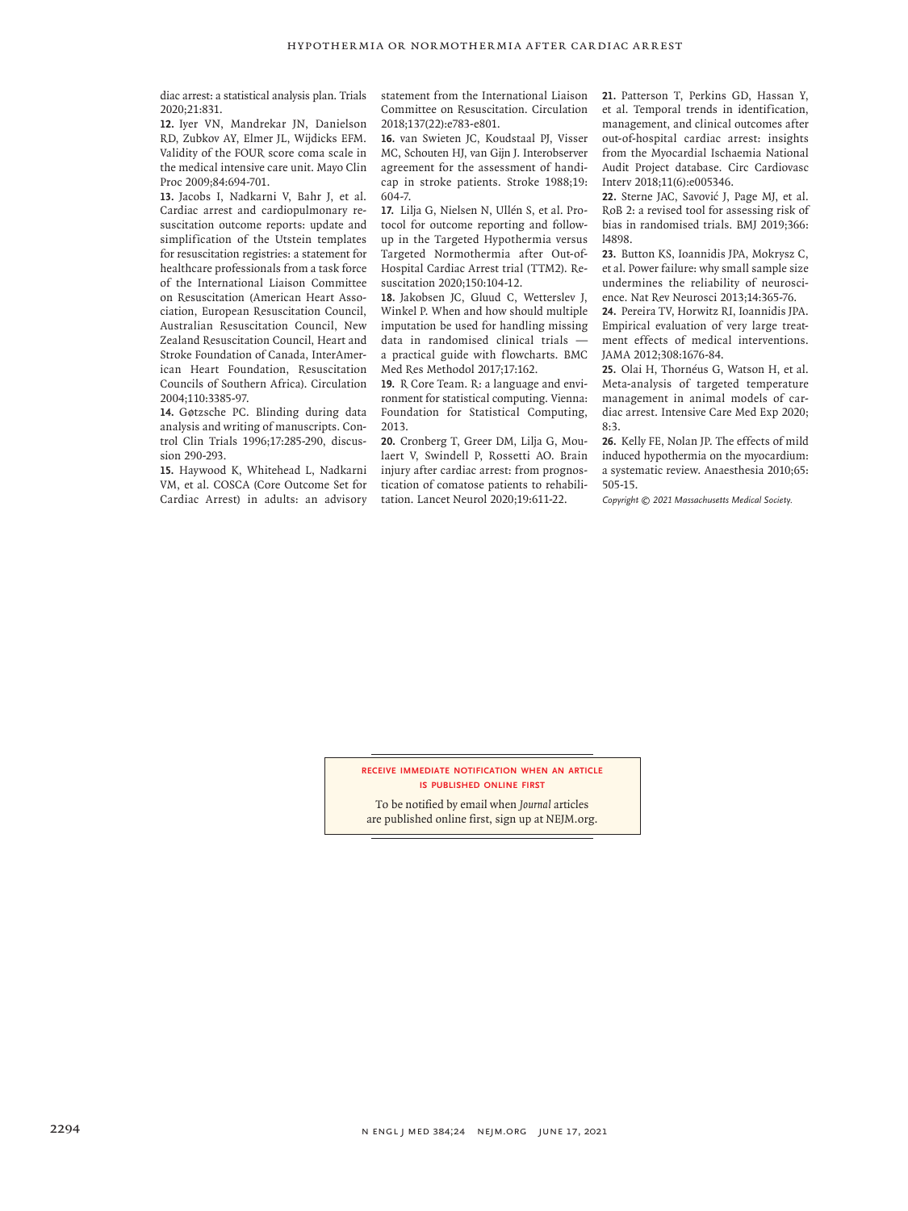diac arrest: a statistical analysis plan. Trials 2020;21:831.

**12.** Iyer VN, Mandrekar JN, Danielson RD, Zubkov AY, Elmer JL, Wijdicks EFM. Validity of the FOUR score coma scale in the medical intensive care unit. Mayo Clin Proc 2009;84:694-701.

**13.** Jacobs I, Nadkarni V, Bahr J, et al. Cardiac arrest and cardiopulmonary resuscitation outcome reports: update and simplification of the Utstein templates for resuscitation registries: a statement for healthcare professionals from a task force of the International Liaison Committee on Resuscitation (American Heart Association, European Resuscitation Council, Australian Resuscitation Council, New Zealand Resuscitation Council, Heart and Stroke Foundation of Canada, InterAmerican Heart Foundation, Resuscitation Councils of Southern Africa). Circulation 2004;110:3385-97.

**14.** Gøtzsche PC. Blinding during data analysis and writing of manuscripts. Control Clin Trials 1996;17:285-290, discussion 290-293.

**15.** Haywood K, Whitehead L, Nadkarni VM, et al. COSCA (Core Outcome Set for Cardiac Arrest) in adults: an advisory statement from the International Liaison Committee on Resuscitation. Circulation 2018;137(22):e783-e801.

**16.** van Swieten JC, Koudstaal PJ, Visser MC, Schouten HJ, van Gijn J. Interobserver agreement for the assessment of handicap in stroke patients. Stroke 1988;19:604-7.

**17.** Lilja G, Nielsen N, Ullén S, et al. Protocol for outcome reporting and follow-up in the Targeted Hypothermia versus Targeted Normothermia after Out-of-Hospital Cardiac Arrest trial (TTM2). Resuscitation 2020;150:104-12.

**18.** Jakobsen JC, Gluud C, Wetterslev J, Winkel P. When and how should multiple imputation be used for handling missing data in randomised clinical trials — a practical guide with flowcharts. BMC Med Res Methodol 2017;17:162.

**19.** R Core Team. R: a language and environment for statistical computing. Vienna: Foundation for Statistical Computing, 2013.

**20.** Cronberg T, Greer DM, Lilja G, Moulaert V, Swindell P, Rossetti AO. Brain injury after cardiac arrest: from prognostication of comatose patients to rehabilitation. Lancet Neurol 2020;19:611-22.

**21.** Patterson T, Perkins GD, Hassan Y, et al. Temporal trends in identification, management, and clinical outcomes after out-of-hospital cardiac arrest: insights from the Myocardial Ischaemia National Audit Project database. Circ Cardiovasc Interv 2018;11(6):e005346.

**22.** Sterne JAC, Savović J, Page MJ, et al. RoB 2: a revised tool for assessing risk of bias in randomised trials. BMJ 2019;366:l4898.

**23.** Button KS, Ioannidis JPA, Mokrysz C, et al. Power failure: why small sample size undermines the reliability of neuroscience. Nat Rev Neurosci 2013;14:365-76.

**24.** Pereira TV, Horwitz RI, Ioannidis JPA. Empirical evaluation of very large treatment effects of medical interventions. JAMA 2012;308:1676-84.

**25.** Olai H, Thornéus G, Watson H, et al. Meta-analysis of targeted temperature management in animal models of cardiac arrest. Intensive Care Med Exp 2020;8:3.

**26.** Kelly FE, Nolan JP. The effects of mild induced hypothermia on the myocardium: a systematic review. Anaesthesia 2010;65:505-15.

*Copyright © 2021 Massachusetts Medical Society.*

RECEIVE IMMEDIATE NOTIFICATION WHEN AN ARTICLE IS PUBLISHED ONLINE FIRST

To be notified by email when *Journal* articles are published online first, sign up at NEJM.org.